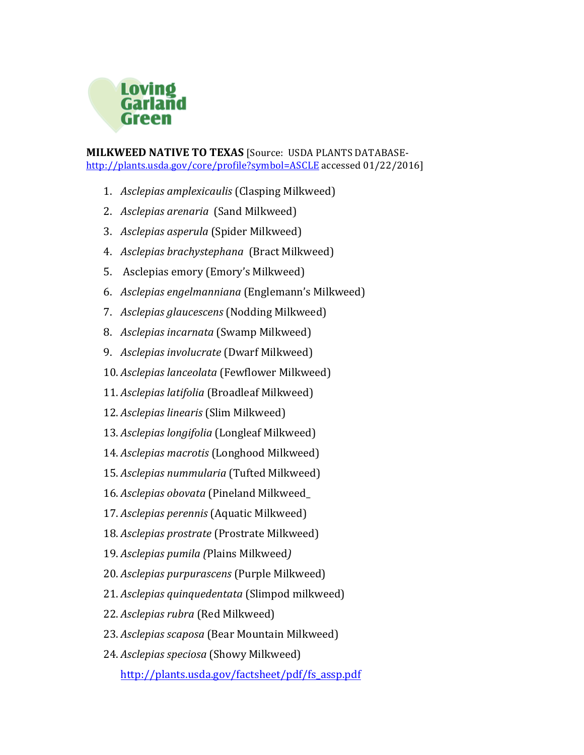Loving Garland Green

**MILKWEED NATIVE TO TEXAS** [Source: USDA PLANTS DATABASE- http://plants.usda.gov/core/profile?symbol=ASCLE accessed 01/22/2016]

1. *Asclepias amplexicaulis* (Clasping Milkweed)
2. *Asclepias arenaria* (Sand Milkweed)
3. *Asclepias asperula* (Spider Milkweed)
4. *Asclepias brachystephana* (Bract Milkweed)
5. Asclepias emory (Emory's Milkweed)
6. *Asclepias engelmanniana* (Englemann's Milkweed)
7. *Asclepias glaucescens* (Nodding Milkweed)
8. *Asclepias incarnata* (Swamp Milkweed)
9. *Asclepias involucrate* (Dwarf Milkweed)
10. *Asclepias lanceolata* (Fewflower Milkweed)
11. *Asclepias latifolia* (Broadleaf Milkweed)
12. *Asclepias linearis* (Slim Milkweed)
13. *Asclepias longifolia* (Longleaf Milkweed)
14. *Asclepias macrotis* (Longhood Milkweed)
15. *Asclepias nummularia* (Tufted Milkweed)
16. *Asclepias obovata* (Pineland Milkweed_
17. *Asclepias perennis* (Aquatic Milkweed)
18. *Asclepias prostrate* (Prostrate Milkweed)
19. *Asclepias pumila (*Plains Milkweed*)*
20. *Asclepias purpurascens* (Purple Milkweed)
21. *Asclepias quinquedentata* (Slimpod milkweed)
22. *Asclepias rubra* (Red Milkweed)
23. *Asclepias scaposa* (Bear Mountain Milkweed)
24. *Asclepias speciosa* (Showy Milkweed)

    http://plants.usda.gov/factsheet/pdf/fs_assp.pdf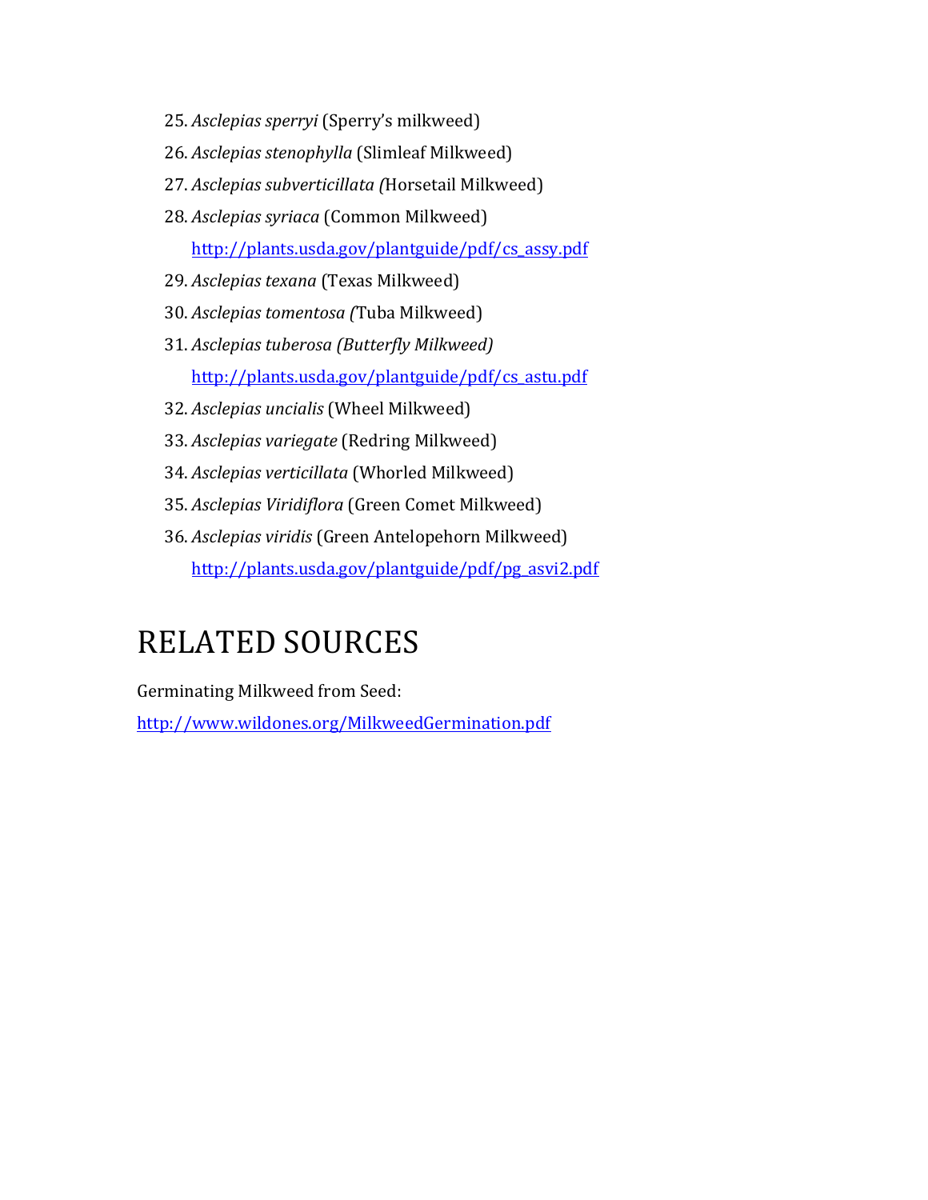25. *Asclepias sperryi* (Sperry's milkweed)
26. *Asclepias stenophylla* (Slimleaf Milkweed)
27. *Asclepias subverticillata (*Horsetail Milkweed)
28. *Asclepias syriaca* (Common Milkweed)
    http://plants.usda.gov/plantguide/pdf/cs_assy.pdf
29. *Asclepias texana* (Texas Milkweed)
30. *Asclepias tomentosa (*Tuba Milkweed)
31. *Asclepias tuberosa (Butterfly Milkweed)*
    http://plants.usda.gov/plantguide/pdf/cs_astu.pdf
32. *Asclepias uncialis* (Wheel Milkweed)
33. *Asclepias variegate* (Redring Milkweed)
34. *Asclepias verticillata* (Whorled Milkweed)
35. *Asclepias Viridiflora* (Green Comet Milkweed)
36. *Asclepias viridis* (Green Antelopehorn Milkweed)
    http://plants.usda.gov/plantguide/pdf/pg_asvi2.pdf

# RELATED SOURCES

Germinating Milkweed from Seed:

http://www.wildones.org/MilkweedGermination.pdf